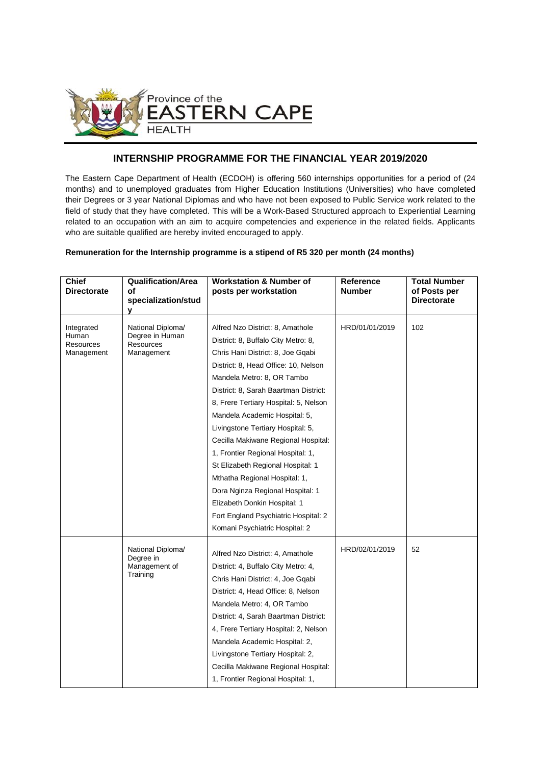Province of the
EASTERN CAPE
HEALTH

## INTERNSHIP PROGRAMME FOR THE FINANCIAL YEAR 2019/2020

The Eastern Cape Department of Health (ECDOH) is offering 560 internships opportunities for a period of (24 months) and to unemployed graduates from Higher Education Institutions (Universities) who have completed their Degrees or 3 year National Diplomas and who have not been exposed to Public Service work related to the field of study that they have completed. This will be a Work-Based Structured approach to Experiential Learning related to an occupation with an aim to acquire competencies and experience in the related fields. Applicants who are suitable qualified are hereby invited encouraged to apply.

**Remuneration for the Internship programme is a stipend of R5 320 per month (24 months)**

| Chief Directorate | Qualification/Area of specialization/study | Workstation & Number of posts per workstation | Reference Number | Total Number of Posts per Directorate |
|---|---|---|---|---|
| Integrated Human Resources Management | National Diploma/ Degree in Human Resources Management | Alfred Nzo District: 8, Amathole District: 8, Buffalo City Metro: 8, Chris Hani District: 8, Joe Gqabi District: 8, Head Office: 10, Nelson Mandela Metro: 8, OR Tambo District: 8, Sarah Baartman District: 8, Frere Tertiary Hospital: 5, Nelson Mandela Academic Hospital: 5, Livingstone Tertiary Hospital: 5, Cecilla Makiwane Regional Hospital: 1, Frontier Regional Hospital: 1, St Elizabeth Regional Hospital: 1 Mthatha Regional Hospital: 1, Dora Nginza Regional Hospital: 1 Elizabeth Donkin Hospital: 1 Fort England Psychiatric Hospital: 2 Komani Psychiatric Hospital: 2 | HRD/01/01/2019 | 102 |
| | National Diploma/ Degree in Management of Training | Alfred Nzo District: 4, Amathole District: 4, Buffalo City Metro: 4, Chris Hani District: 4, Joe Gqabi District: 4, Head Office: 8, Nelson Mandela Metro: 4, OR Tambo District: 4, Sarah Baartman District: 4, Frere Tertiary Hospital: 2, Nelson Mandela Academic Hospital: 2, Livingstone Tertiary Hospital: 2, Cecilla Makiwane Regional Hospital: 1, Frontier Regional Hospital: 1, | HRD/02/01/2019 | 52 |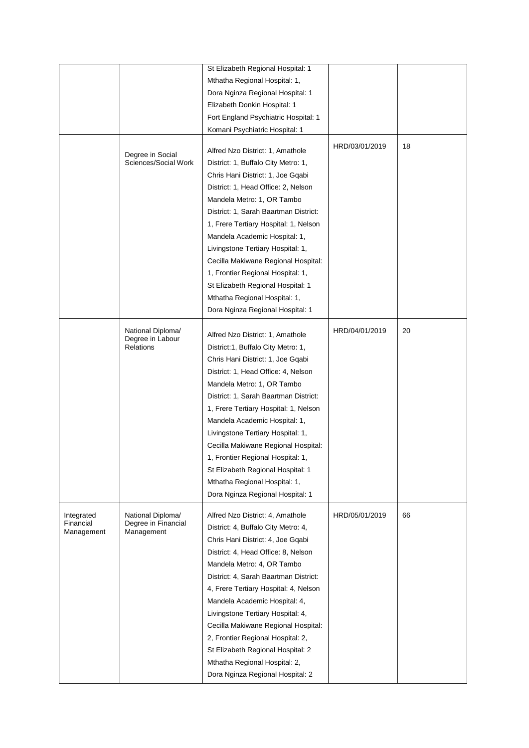| | | | | |
|---|---|---|---|---|
| | | St Elizabeth Regional Hospital: 1 Mthatha Regional Hospital: 1, Dora Nginza Regional Hospital: 1 Elizabeth Donkin Hospital: 1 Fort England Psychiatric Hospital: 1 Komani Psychiatric Hospital: 1 | | |
| | Degree in Social Sciences/Social Work | Alfred Nzo District: 1, Amathole District: 1, Buffalo City Metro: 1, Chris Hani District: 1, Joe Gqabi District: 1, Head Office: 2, Nelson Mandela Metro: 1, OR Tambo District: 1, Sarah Baartman District: 1, Frere Tertiary Hospital: 1, Nelson Mandela Academic Hospital: 1, Livingstone Tertiary Hospital: 1, Cecilla Makiwane Regional Hospital: 1, Frontier Regional Hospital: 1, St Elizabeth Regional Hospital: 1 Mthatha Regional Hospital: 1, Dora Nginza Regional Hospital: 1 | HRD/03/01/2019 | 18 |
| | National Diploma/ Degree in Labour Relations | Alfred Nzo District: 1, Amathole District:1, Buffalo City Metro: 1, Chris Hani District: 1, Joe Gqabi District: 1, Head Office: 4, Nelson Mandela Metro: 1, OR Tambo District: 1, Sarah Baartman District: 1, Frere Tertiary Hospital: 1, Nelson Mandela Academic Hospital: 1, Livingstone Tertiary Hospital: 1, Cecilla Makiwane Regional Hospital: 1, Frontier Regional Hospital: 1, St Elizabeth Regional Hospital: 1 Mthatha Regional Hospital: 1, Dora Nginza Regional Hospital: 1 | HRD/04/01/2019 | 20 |
| Integrated Financial Management | National Diploma/ Degree in Financial Management | Alfred Nzo District: 4, Amathole District: 4, Buffalo City Metro: 4, Chris Hani District: 4, Joe Gqabi District: 4, Head Office: 8, Nelson Mandela Metro: 4, OR Tambo District: 4, Sarah Baartman District: 4, Frere Tertiary Hospital: 4, Nelson Mandela Academic Hospital: 4, Livingstone Tertiary Hospital: 4, Cecilla Makiwane Regional Hospital: 2, Frontier Regional Hospital: 2, St Elizabeth Regional Hospital: 2 Mthatha Regional Hospital: 2, Dora Nginza Regional Hospital: 2 | HRD/05/01/2019 | 66 |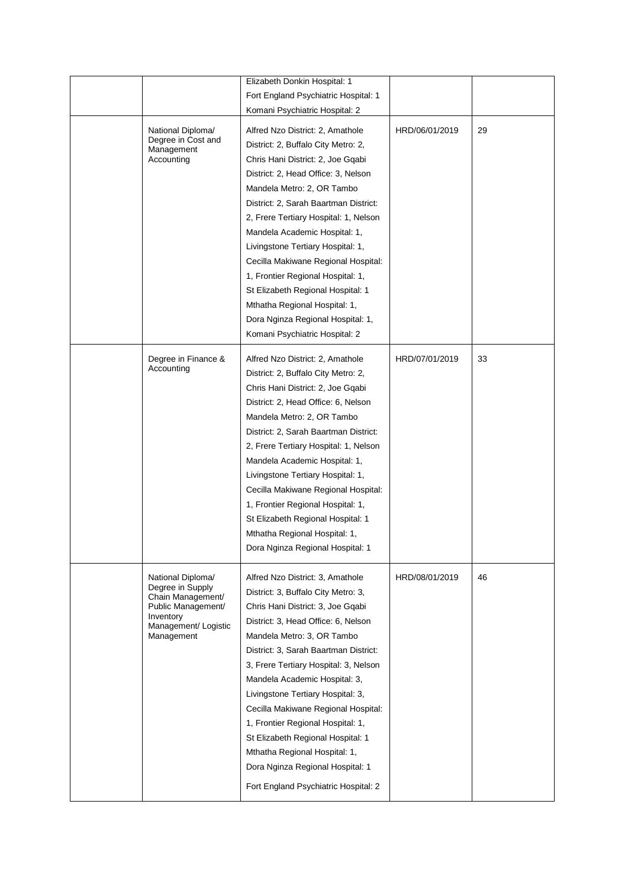|  |  |  |  |  |
|---|---|---|---|---|
|  |  | Elizabeth Donkin Hospital: 1<br>Fort England Psychiatric Hospital: 1<br>Komani Psychiatric Hospital: 2 |  |  |
|  | National Diploma/ Degree in Cost and Management Accounting | Alfred Nzo District: 2, Amathole District: 2, Buffalo City Metro: 2, Chris Hani District: 2, Joe Gqabi District: 2, Head Office: 3, Nelson Mandela Metro: 2, OR Tambo District: 2, Sarah Baartman District: 2, Frere Tertiary Hospital: 1, Nelson Mandela Academic Hospital: 1, Livingstone Tertiary Hospital: 1, Cecilla Makiwane Regional Hospital: 1, Frontier Regional Hospital: 1, St Elizabeth Regional Hospital: 1 Mthatha Regional Hospital: 1, Dora Nginza Regional Hospital: 1, Komani Psychiatric Hospital: 2 | HRD/06/01/2019 | 29 |
|  | Degree in Finance & Accounting | Alfred Nzo District: 2, Amathole District: 2, Buffalo City Metro: 2, Chris Hani District: 2, Joe Gqabi District: 2, Head Office: 6, Nelson Mandela Metro: 2, OR Tambo District: 2, Sarah Baartman District: 2, Frere Tertiary Hospital: 1, Nelson Mandela Academic Hospital: 1, Livingstone Tertiary Hospital: 1, Cecilla Makiwane Regional Hospital: 1, Frontier Regional Hospital: 1, St Elizabeth Regional Hospital: 1 Mthatha Regional Hospital: 1, Dora Nginza Regional Hospital: 1 | HRD/07/01/2019 | 33 |
|  | National Diploma/ Degree in Supply Chain Management/ Public Management/ Inventory Management/ Logistic Management | Alfred Nzo District: 3, Amathole District: 3, Buffalo City Metro: 3, Chris Hani District: 3, Joe Gqabi District: 3, Head Office: 6, Nelson Mandela Metro: 3, OR Tambo District: 3, Sarah Baartman District: 3, Frere Tertiary Hospital: 3, Nelson Mandela Academic Hospital: 3, Livingstone Tertiary Hospital: 3, Cecilla Makiwane Regional Hospital: 1, Frontier Regional Hospital: 1, St Elizabeth Regional Hospital: 1 Mthatha Regional Hospital: 1, Dora Nginza Regional Hospital: 1<br>Fort England Psychiatric Hospital: 2 | HRD/08/01/2019 | 46 |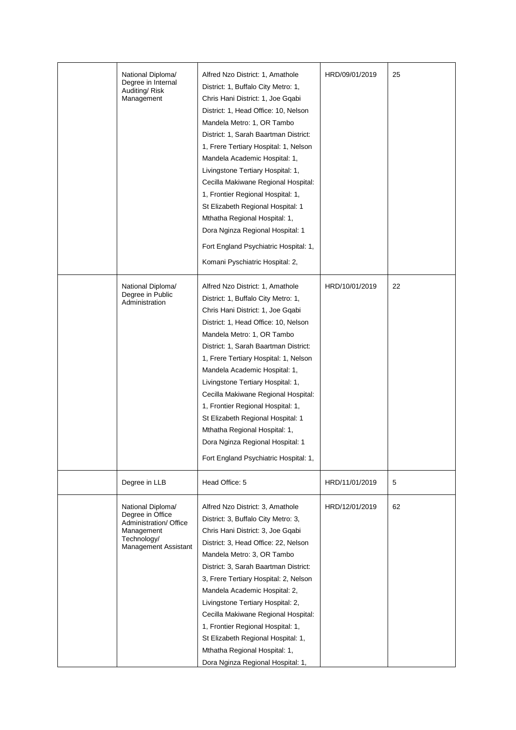| | | | | |
|---|---|---|---|---|
| | National Diploma/ Degree in Internal Auditing/ Risk Management | Alfred Nzo District: 1, Amathole District: 1, Buffalo City Metro: 1, Chris Hani District: 1, Joe Gqabi District: 1, Head Office: 10, Nelson Mandela Metro: 1, OR Tambo District: 1, Sarah Baartman District: 1, Frere Tertiary Hospital: 1, Nelson Mandela Academic Hospital: 1, Livingstone Tertiary Hospital: 1, Cecilla Makiwane Regional Hospital: 1, Frontier Regional Hospital: 1, St Elizabeth Regional Hospital: 1 Mthatha Regional Hospital: 1, Dora Nginza Regional Hospital: 1 Fort England Psychiatric Hospital: 1, Komani Pyschiatric Hospital: 2, | HRD/09/01/2019 | 25 |
| | National Diploma/ Degree in Public Administration | Alfred Nzo District: 1, Amathole District: 1, Buffalo City Metro: 1, Chris Hani District: 1, Joe Gqabi District: 1, Head Office: 10, Nelson Mandela Metro: 1, OR Tambo District: 1, Sarah Baartman District: 1, Frere Tertiary Hospital: 1, Nelson Mandela Academic Hospital: 1, Livingstone Tertiary Hospital: 1, Cecilla Makiwane Regional Hospital: 1, Frontier Regional Hospital: 1, St Elizabeth Regional Hospital: 1 Mthatha Regional Hospital: 1, Dora Nginza Regional Hospital: 1 Fort England Psychiatric Hospital: 1, | HRD/10/01/2019 | 22 |
| | Degree in LLB | Head Office: 5 | HRD/11/01/2019 | 5 |
| | National Diploma/ Degree in Office Administration/ Office Management Technology/ Management Assistant | Alfred Nzo District: 3, Amathole District: 3, Buffalo City Metro: 3, Chris Hani District: 3, Joe Gqabi District: 3, Head Office: 22, Nelson Mandela Metro: 3, OR Tambo District: 3, Sarah Baartman District: 3, Frere Tertiary Hospital: 2, Nelson Mandela Academic Hospital: 2, Livingstone Tertiary Hospital: 2, Cecilla Makiwane Regional Hospital: 1, Frontier Regional Hospital: 1, St Elizabeth Regional Hospital: 1, Mthatha Regional Hospital: 1, Dora Nginza Regional Hospital: 1, | HRD/12/01/2019 | 62 |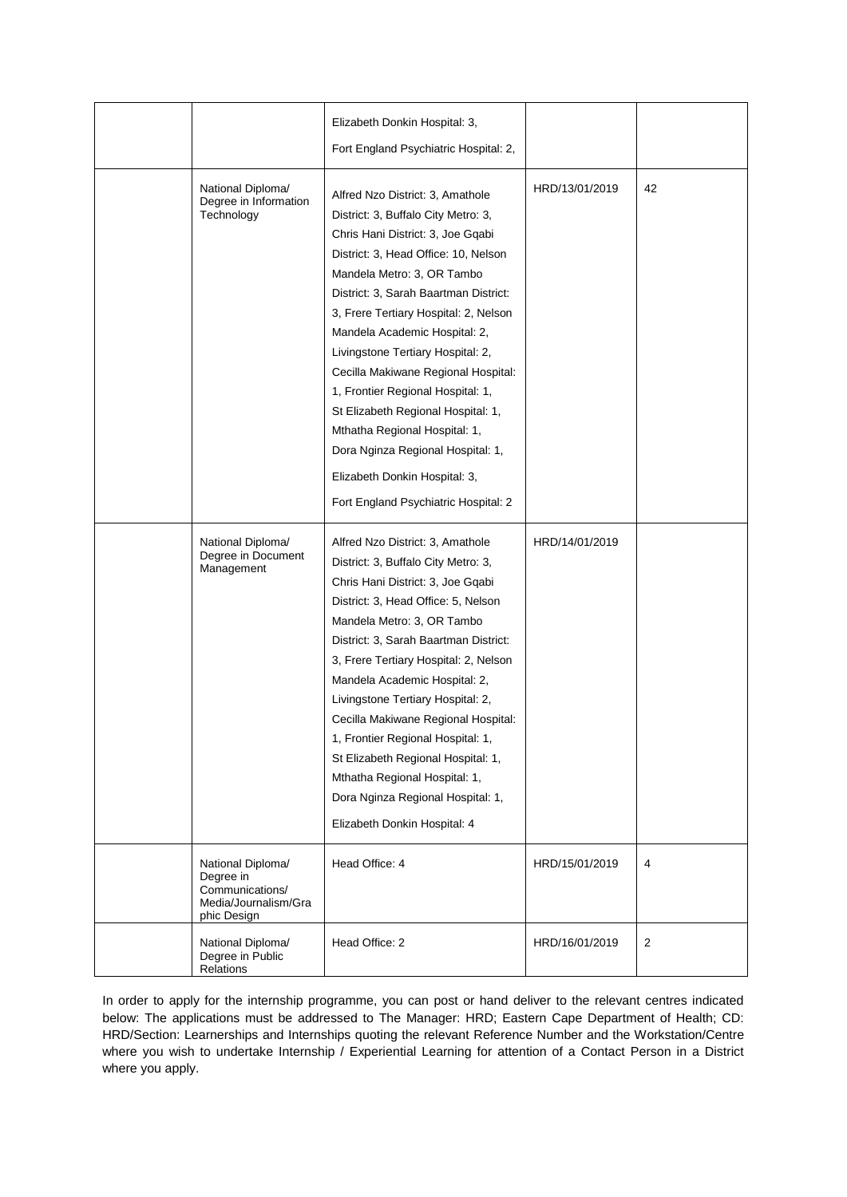| | | | | |
|---|---|---|---|---|
| | | Elizabeth Donkin Hospital: 3, Fort England Psychiatric Hospital: 2, | | |
| | National Diploma/ Degree in Information Technology | Alfred Nzo District: 3, Amathole District: 3, Buffalo City Metro: 3, Chris Hani District: 3, Joe Gqabi District: 3, Head Office: 10, Nelson Mandela Metro: 3, OR Tambo District: 3, Sarah Baartman District: 3, Frere Tertiary Hospital: 2, Nelson Mandela Academic Hospital: 2, Livingstone Tertiary Hospital: 2, Cecilla Makiwane Regional Hospital: 1, Frontier Regional Hospital: 1, St Elizabeth Regional Hospital: 1, Mthatha Regional Hospital: 1, Dora Nginza Regional Hospital: 1, Elizabeth Donkin Hospital: 3, Fort England Psychiatric Hospital: 2 | HRD/13/01/2019 | 42 |
| | National Diploma/ Degree in Document Management | Alfred Nzo District: 3, Amathole District: 3, Buffalo City Metro: 3, Chris Hani District: 3, Joe Gqabi District: 3, Head Office: 5, Nelson Mandela Metro: 3, OR Tambo District: 3, Sarah Baartman District: 3, Frere Tertiary Hospital: 2, Nelson Mandela Academic Hospital: 2, Livingstone Tertiary Hospital: 2, Cecilla Makiwane Regional Hospital: 1, Frontier Regional Hospital: 1, St Elizabeth Regional Hospital: 1, Mthatha Regional Hospital: 1, Dora Nginza Regional Hospital: 1, Elizabeth Donkin Hospital: 4 | HRD/14/01/2019 | |
| | National Diploma/ Degree in Communications/ Media/Journalism/Graphic Design | Head Office: 4 | HRD/15/01/2019 | 4 |
| | National Diploma/ Degree in Public Relations | Head Office: 2 | HRD/16/01/2019 | 2 |

In order to apply for the internship programme, you can post or hand deliver to the relevant centres indicated below: The applications must be addressed to The Manager: HRD; Eastern Cape Department of Health; CD: HRD/Section: Learnerships and Internships quoting the relevant Reference Number and the Workstation/Centre where you wish to undertake Internship / Experiential Learning for attention of a Contact Person in a District where you apply.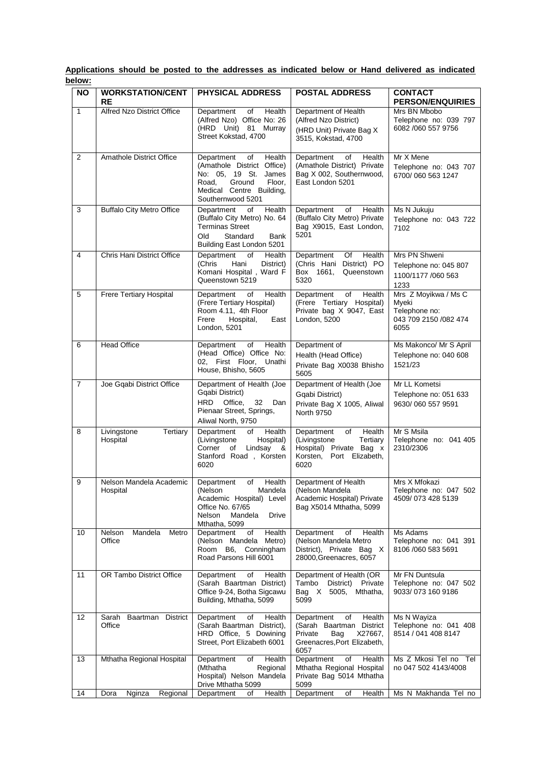**Applications should be posted to the addresses as indicated below or Hand delivered as indicated below:**

| NO | WORKSTATION/CENTRE | PHYSICAL ADDRESS | POSTAL ADDRESS | CONTACT PERSON/ENQUIRIES |
|---|---|---|---|---|
| 1 | Alfred Nzo District Office | Department of Health (Alfred Nzo) Office No: 26 (HRD Unit) 81 Murray Street Kokstad, 4700 | Department of Health (Alfred Nzo District) (HRD Unit) Private Bag X 3515, Kokstad, 4700 | Mrs BN Mbobo Telephone no: 039 797 6082 /060 557 9756 |
| 2 | Amathole District Office | Department of Health (Amathole District Office) No: 05, 19 St. James Road, Ground Floor, Medical Centre Building, Southernwood 5201 | Department of Health (Amathole District) Private Bag X 002, Southernwood, East London 5201 | Mr X Mene Telephone no: 043 707 6700/ 060 563 1247 |
| 3 | Buffalo City Metro Office | Department of Health (Buffalo City Metro) No. 64 Terminas Street Old Standard Bank Building East London 5201 | Department of Health (Buffalo City Metro) Private Bag X9015, East London, 5201 | Ms N Jukuju Telephone no: 043 722 7102 |
| 4 | Chris Hani District Office | Department of Health (Chris Hani District) Komani Hospital , Ward F Queenstown 5219 | Department Of Health (Chris Hani District) PO Box 1661, Queenstown 5320 | Mrs PN Shweni Telephone no: 045 807 1100/1177 /060 563 1233 |
| 5 | Frere Tertiary Hospital | Department of Health (Frere Tertiary Hospital) Room 4.11, 4th Floor Frere Hospital, East London, 5201 | Department of Health (Frere Tertiary Hospital) Private bag X 9047, East London, 5200 | Mrs Z Moyikwa / Ms C Myeki Telephone no: 043 709 2150 /082 474 6055 |
| 6 | Head Office | Department of Health (Head Office) Office No: 02, First Floor, Unathi House, Bhisho, 5605 | Department of Health (Head Office) Private Bag X0038 Bhisho 5605 | Ms Makonco/ Mr S April Telephone no: 040 608 1521/23 |
| 7 | Joe Gqabi District Office | Department of Health (Joe Gqabi District) HRD Office, 32 Dan Pienaar Street, Springs, Aliwal North, 9750 | Department of Health (Joe Gqabi District) Private Bag X 1005, Aliwal North 9750 | Mr LL Kometsi Telephone no: 051 633 9630/ 060 557 9591 |
| 8 | Livingstone Tertiary Hospital | Department of Health (Livingstone Hospital) Corner of Lindsay & Stanford Road , Korsten 6020 | Department of Health (Livingstone Tertiary Hospital) Private Bag x Korsten, Port Elizabeth, 6020 | Mr S Msila Telephone no: 041 405 2310/2306 |
| 9 | Nelson Mandela Academic Hospital | Department of Health (Nelson Mandela Academic Hospital) Level Office No. 67/65 Nelson Mandela Drive Mthatha, 5099 | Department of Health (Nelson Mandela Academic Hospital) Private Bag X5014 Mthatha, 5099 | Mrs X Mfokazi Telephone no: 047 502 4509/ 073 428 5139 |
| 10 | Nelson Mandela Metro Office | Department of Health (Nelson Mandela Metro) Room B6, Conningham Road Parsons Hill 6001 | Department of Health (Nelson Mandela Metro District), Private Bag X 28000,Greenacres, 6057 | Ms Adams Telephone no: 041 391 8106 /060 583 5691 |
| 11 | OR Tambo District Office | Department of Health (Sarah Baartman District) Office 9-24, Botha Sigcawu Building, Mthatha, 5099 | Department of Health (OR Tambo District) Private Bag X 5005, Mthatha, 5099 | Mr FN Duntsula Telephone no: 047 502 9033/ 073 160 9186 |
| 12 | Sarah Baartman District Office | Department of Health (Sarah Baartman District), HRD Office, 5 Dowining Street, Port Elizabeth 6001 | Department of Health (Sarah Baartman District Private Bag X27667, Greenacres,Port Elizabeth, 6057 | Ms N Wayiza Telephone no: 041 408 8514 / 041 408 8147 |
| 13 | Mthatha Regional Hospital | Department of Health (Mthatha Regional Hospital) Nelson Mandela Drive Mthatha 5099 | Department of Health Mthatha Regional Hospital Private Bag 5014 Mthatha 5099 | Ms Z Mkosi Tel no Tel no 047 502 4143/4008 |
| 14 | Dora Nginza Regional | Department of Health | Department of Health | Ms N Makhanda Tel no |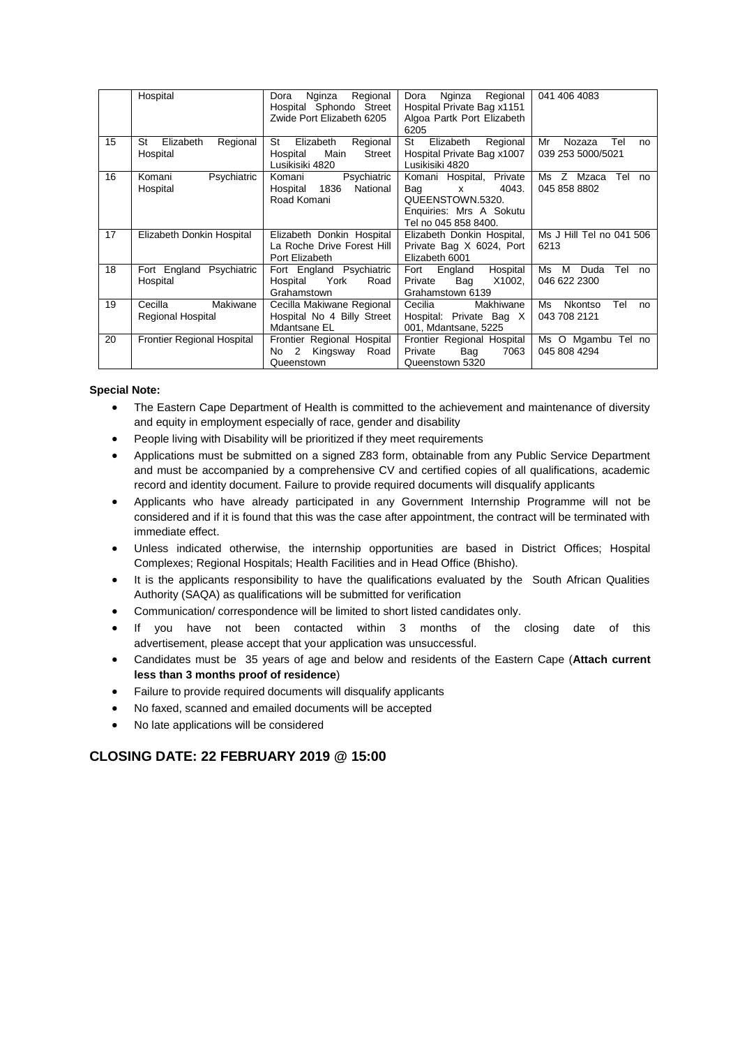| | | | | |
|---|---|---|---|---|
| | Hospital | Dora Nginza Regional Hospital Sphondo Street Zwide Port Elizabeth 6205 | Dora Nginza Regional Hospital Private Bag x1151 Algoa Partk Port Elizabeth 6205 | 041 406 4083 |
| 15 | St Elizabeth Regional Hospital | St Elizabeth Regional Hospital Main Street Lusikisiki 4820 | St Elizabeth Regional Hospital Private Bag x1007 Lusikisiki 4820 | Mr Nozaza Tel no 039 253 5000/5021 |
| 16 | Komani Psychiatric Hospital | Komani Psychiatric Hospital 1836 National Road Komani | Komani Hospital, Private Bag x 4043. QUEENSTOWN.5320. Enquiries: Mrs A Sokutu Tel no 045 858 8400. | Ms Z Mzaca Tel no 045 858 8802 |
| 17 | Elizabeth Donkin Hospital | Elizabeth Donkin Hospital La Roche Drive Forest Hill Port Elizabeth | Elizabeth Donkin Hospital, Private Bag X 6024, Port Elizabeth 6001 | Ms J Hill Tel no 041 506 6213 |
| 18 | Fort England Psychiatric Hospital | Fort England Psychiatric Hospital York Road Grahamstown | Fort England Hospital Private Bag X1002, Grahamstown 6139 | Ms M Duda Tel no 046 622 2300 |
| 19 | Cecilla Makiwane Regional Hospital | Cecilla Makiwane Regional Hospital No 4 Billy Street Mdantsane EL | Cecilia Makhiwane Hospital: Private Bag X 001, Mdantsane, 5225 | Ms Nkontso Tel no 043 708 2121 |
| 20 | Frontier Regional Hospital | Frontier Regional Hospital No 2 Kingsway Road Queenstown | Frontier Regional Hospital Private Bag 7063 Queenstown 5320 | Ms O Mgambu Tel no 045 808 4294 |

**Special Note:**

- The Eastern Cape Department of Health is committed to the achievement and maintenance of diversity and equity in employment especially of race, gender and disability
- People living with Disability will be prioritized if they meet requirements
- Applications must be submitted on a signed Z83 form, obtainable from any Public Service Department and must be accompanied by a comprehensive CV and certified copies of all qualifications, academic record and identity document. Failure to provide required documents will disqualify applicants
- Applicants who have already participated in any Government Internship Programme will not be considered and if it is found that this was the case after appointment, the contract will be terminated with immediate effect.
- Unless indicated otherwise, the internship opportunities are based in District Offices; Hospital Complexes; Regional Hospitals; Health Facilities and in Head Office (Bhisho).
- It is the applicants responsibility to have the qualifications evaluated by the South African Qualities Authority (SAQA) as qualifications will be submitted for verification
- Communication/ correspondence will be limited to short listed candidates only.
- If you have not been contacted within 3 months of the closing date of this advertisement, please accept that your application was unsuccessful.
- Candidates must be 35 years of age and below and residents of the Eastern Cape (**Attach current less than 3 months proof of residence**)
- Failure to provide required documents will disqualify applicants
- No faxed, scanned and emailed documents will be accepted
- No late applications will be considered

## CLOSING DATE: 22 FEBRUARY 2019 @ 15:00